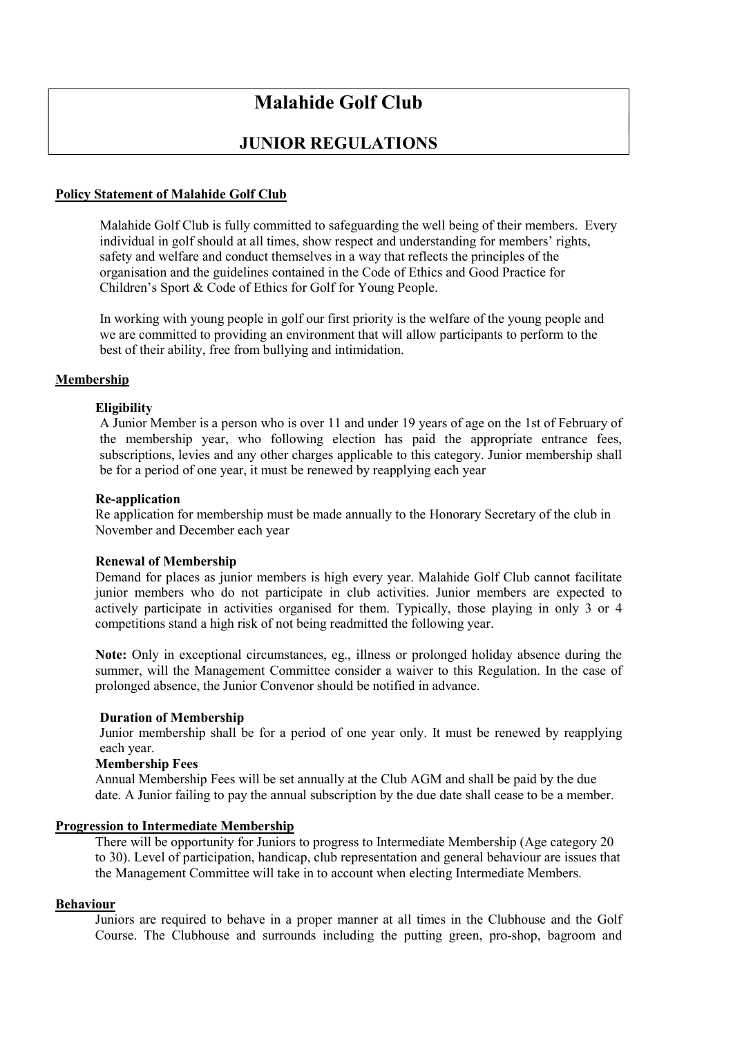# Malahide Golf Club

## JUNIOR REGULATIONS

### Policy Statement of Malahide Golf Club

Malahide Golf Club is fully committed to safeguarding the well being of their members. Every individual in golf should at all times, show respect and understanding for members' rights, safety and welfare and conduct themselves in a way that reflects the principles of the organisation and the guidelines contained in the Code of Ethics and Good Practice for Children's Sport & Code of Ethics for Golf for Young People.

In working with young people in golf our first priority is the welfare of the young people and we are committed to providing an environment that will allow participants to perform to the best of their ability, free from bullying and intimidation.

### Membership

**Eligibility**

A Junior Member is a person who is over 11 and under 19 years of age on the 1st of February of the membership year, who following election has paid the appropriate entrance fees, subscriptions, levies and any other charges applicable to this category. Junior membership shall be for a period of one year, it must be renewed by reapplying each year

**Re-application**

Re application for membership must be made annually to the Honorary Secretary of the club in November and December each year

**Renewal of Membership**

Demand for places as junior members is high every year. Malahide Golf Club cannot facilitate junior members who do not participate in club activities. Junior members are expected to actively participate in activities organised for them. Typically, those playing in only 3 or 4 competitions stand a high risk of not being readmitted the following year.

**Note:** Only in exceptional circumstances, eg., illness or prolonged holiday absence during the summer, will the Management Committee consider a waiver to this Regulation. In the case of prolonged absence, the Junior Convenor should be notified in advance.

**Duration of Membership**

Junior membership shall be for a period of one year only. It must be renewed by reapplying each year.

**Membership Fees**

Annual Membership Fees will be set annually at the Club AGM and shall be paid by the due date. A Junior failing to pay the annual subscription by the due date shall cease to be a member.

### Progression to Intermediate Membership

There will be opportunity for Juniors to progress to Intermediate Membership (Age category 20 to 30). Level of participation, handicap, club representation and general behaviour are issues that the Management Committee will take in to account when electing Intermediate Members.

### Behaviour

Juniors are required to behave in a proper manner at all times in the Clubhouse and the Golf Course. The Clubhouse and surrounds including the putting green, pro-shop, bagroom and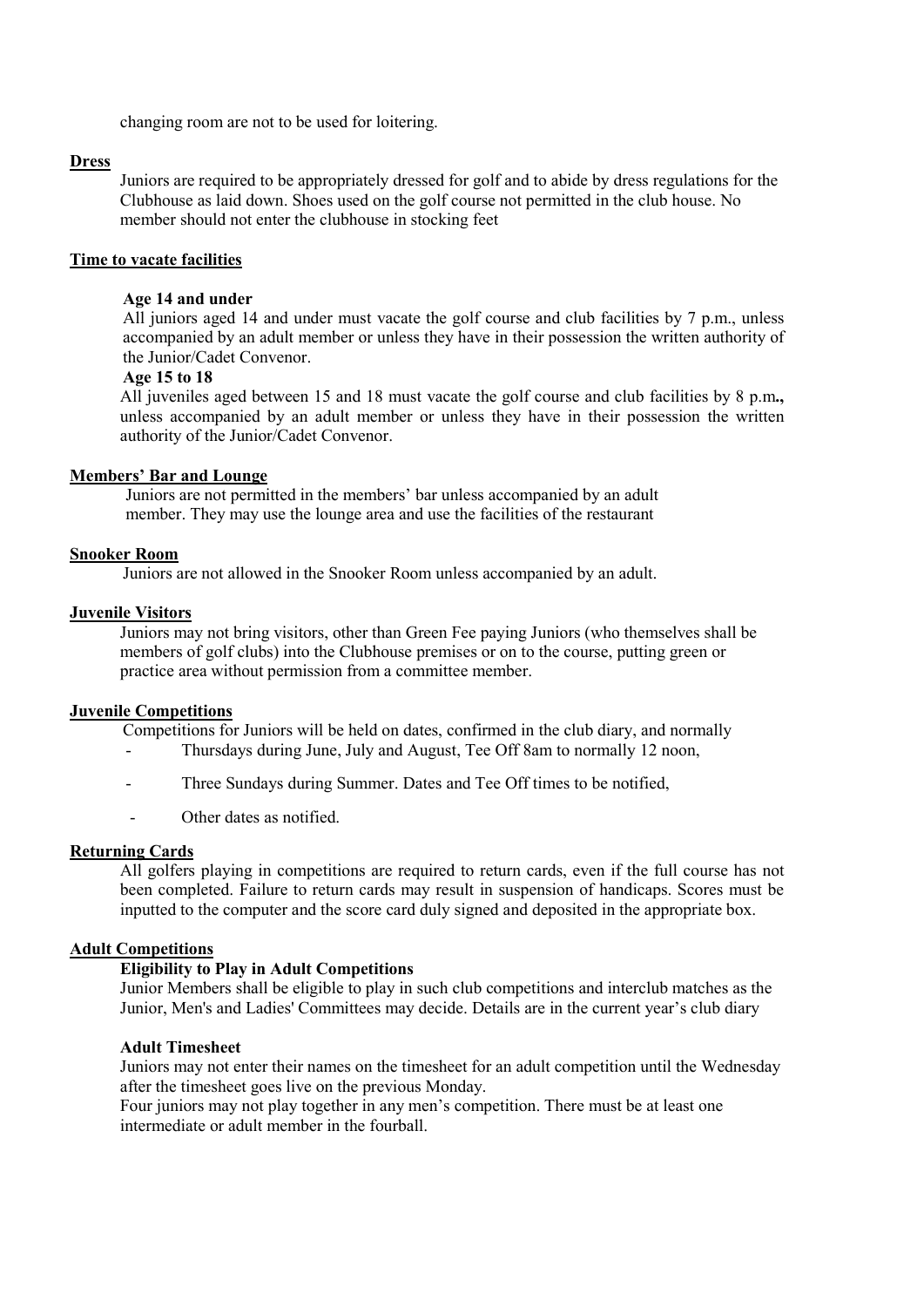changing room are not to be used for loitering.

## Dress

Juniors are required to be appropriately dressed for golf and to abide by dress regulations for the Clubhouse as laid down. Shoes used on the golf course not permitted in the club house. No member should not enter the clubhouse in stocking feet

## Time to vacate facilities

### Age 14 and under

All juniors aged 14 and under must vacate the golf course and club facilities by 7 p.m., unless accompanied by an adult member or unless they have in their possession the written authority of the Junior/Cadet Convenor.

### Age 15 to 18

All juveniles aged between 15 and 18 must vacate the golf course and club facilities by 8 p.m**.,** unless accompanied by an adult member or unless they have in their possession the written authority of the Junior/Cadet Convenor.

## Members' Bar and Lounge

Juniors are not permitted in the members' bar unless accompanied by an adult member. They may use the lounge area and use the facilities of the restaurant

## Snooker Room

Juniors are not allowed in the Snooker Room unless accompanied by an adult.

## Juvenile Visitors

Juniors may not bring visitors, other than Green Fee paying Juniors (who themselves shall be members of golf clubs) into the Clubhouse premises or on to the course, putting green or practice area without permission from a committee member.

## Juvenile Competitions

Competitions for Juniors will be held on dates, confirmed in the club diary, and normally

- Thursdays during June, July and August, Tee Off 8am to normally 12 noon,
- Three Sundays during Summer. Dates and Tee Off times to be notified,
- Other dates as notified.

## Returning Cards

All golfers playing in competitions are required to return cards, even if the full course has not been completed. Failure to return cards may result in suspension of handicaps. Scores must be inputted to the computer and the score card duly signed and deposited in the appropriate box.

## Adult Competitions

### Eligibility to Play in Adult Competitions

Junior Members shall be eligible to play in such club competitions and interclub matches as the Junior, Men's and Ladies' Committees may decide. Details are in the current year's club diary

### Adult Timesheet

Juniors may not enter their names on the timesheet for an adult competition until the Wednesday after the timesheet goes live on the previous Monday.

Four juniors may not play together in any men's competition. There must be at least one intermediate or adult member in the fourball.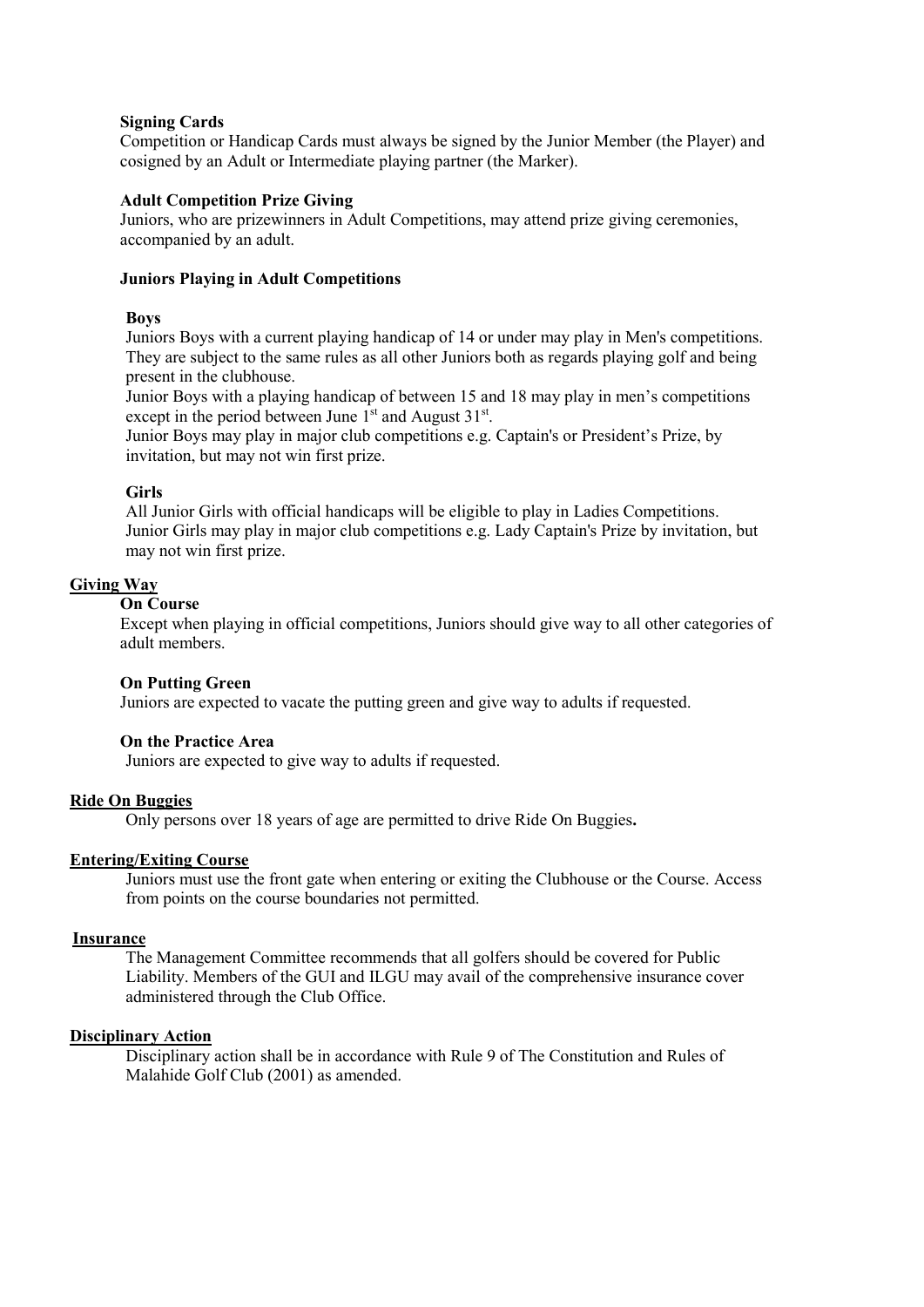### Signing Cards

Competition or Handicap Cards must always be signed by the Junior Member (the Player) and cosigned by an Adult or Intermediate playing partner (the Marker).

### Adult Competition Prize Giving

Juniors, who are prizewinners in Adult Competitions, may attend prize giving ceremonies, accompanied by an adult.

### Juniors Playing in Adult Competitions

#### Boys

Juniors Boys with a current playing handicap of 14 or under may play in Men's competitions. They are subject to the same rules as all other Juniors both as regards playing golf and being present in the clubhouse.

Junior Boys with a playing handicap of between 15 and 18 may play in men's competitions except in the period between June 1st and August 31st.

Junior Boys may play in major club competitions e.g. Captain's or President's Prize, by invitation, but may not win first prize.

#### Girls

All Junior Girls with official handicaps will be eligible to play in Ladies Competitions.

Junior Girls may play in major club competitions e.g. Lady Captain's Prize by invitation, but may not win first prize.

## Giving Way

### On Course

Except when playing in official competitions, Juniors should give way to all other categories of adult members.

### On Putting Green

Juniors are expected to vacate the putting green and give way to adults if requested.

### On the Practice Area

Juniors are expected to give way to adults if requested.

## Ride On Buggies

Only persons over 18 years of age are permitted to drive Ride On Buggies**.**

## Entering/Exiting Course

Juniors must use the front gate when entering or exiting the Clubhouse or the Course. Access from points on the course boundaries not permitted.

## Insurance

The Management Committee recommends that all golfers should be covered for Public Liability. Members of the GUI and ILGU may avail of the comprehensive insurance cover administered through the Club Office.

## Disciplinary Action

Disciplinary action shall be in accordance with Rule 9 of The Constitution and Rules of Malahide Golf Club (2001) as amended.